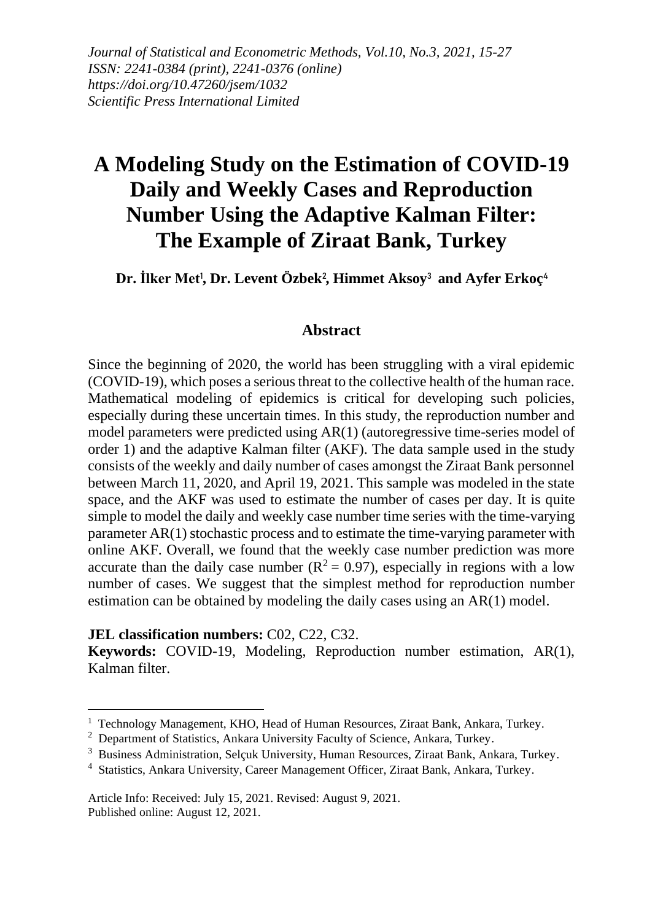*Journal of Statistical and Econometric Methods, Vol.10, No.3, 2021, 15-27*
*ISSN: 2241-0384 (print), 2241-0376 (online)*
*https://doi.org/10.47260/jsem/1032*
*Scientific Press International Limited*

# A Modeling Study on the Estimation of COVID-19 Daily and Weekly Cases and Reproduction Number Using the Adaptive Kalman Filter: The Example of Ziraat Bank, Turkey

**Dr. İlker Met[1], Dr. Levent Özbek[2], Himmet Aksoy[3] and Ayfer Erkoç[4]**

## Abstract

Since the beginning of 2020, the world has been struggling with a viral epidemic (COVID-19), which poses a serious threat to the collective health of the human race. Mathematical modeling of epidemics is critical for developing such policies, especially during these uncertain times. In this study, the reproduction number and model parameters were predicted using AR(1) (autoregressive time-series model of order 1) and the adaptive Kalman filter (AKF). The data sample used in the study consists of the weekly and daily number of cases amongst the Ziraat Bank personnel between March 11, 2020, and April 19, 2021. This sample was modeled in the state space, and the AKF was used to estimate the number of cases per day. It is quite simple to model the daily and weekly case number time series with the time-varying parameter AR(1) stochastic process and to estimate the time-varying parameter with online AKF. Overall, we found that the weekly case number prediction was more accurate than the daily case number ($R^2 = 0.97$), especially in regions with a low number of cases. We suggest that the simplest method for reproduction number estimation can be obtained by modeling the daily cases using an AR(1) model.

**JEL classification numbers:** C02, C22, C32.
**Keywords:** COVID-19, Modeling, Reproduction number estimation, AR(1), Kalman filter.

---

[1] Technology Management, KHO, Head of Human Resources, Ziraat Bank, Ankara, Turkey.
[2] Department of Statistics, Ankara University Faculty of Science, Ankara, Turkey.
[3] Business Administration, Selçuk University, Human Resources, Ziraat Bank, Ankara, Turkey.
[4] Statistics, Ankara University, Career Management Officer, Ziraat Bank, Ankara, Turkey.

Article Info: Received: July 15, 2021. Revised: August 9, 2021.
Published online: August 12, 2021.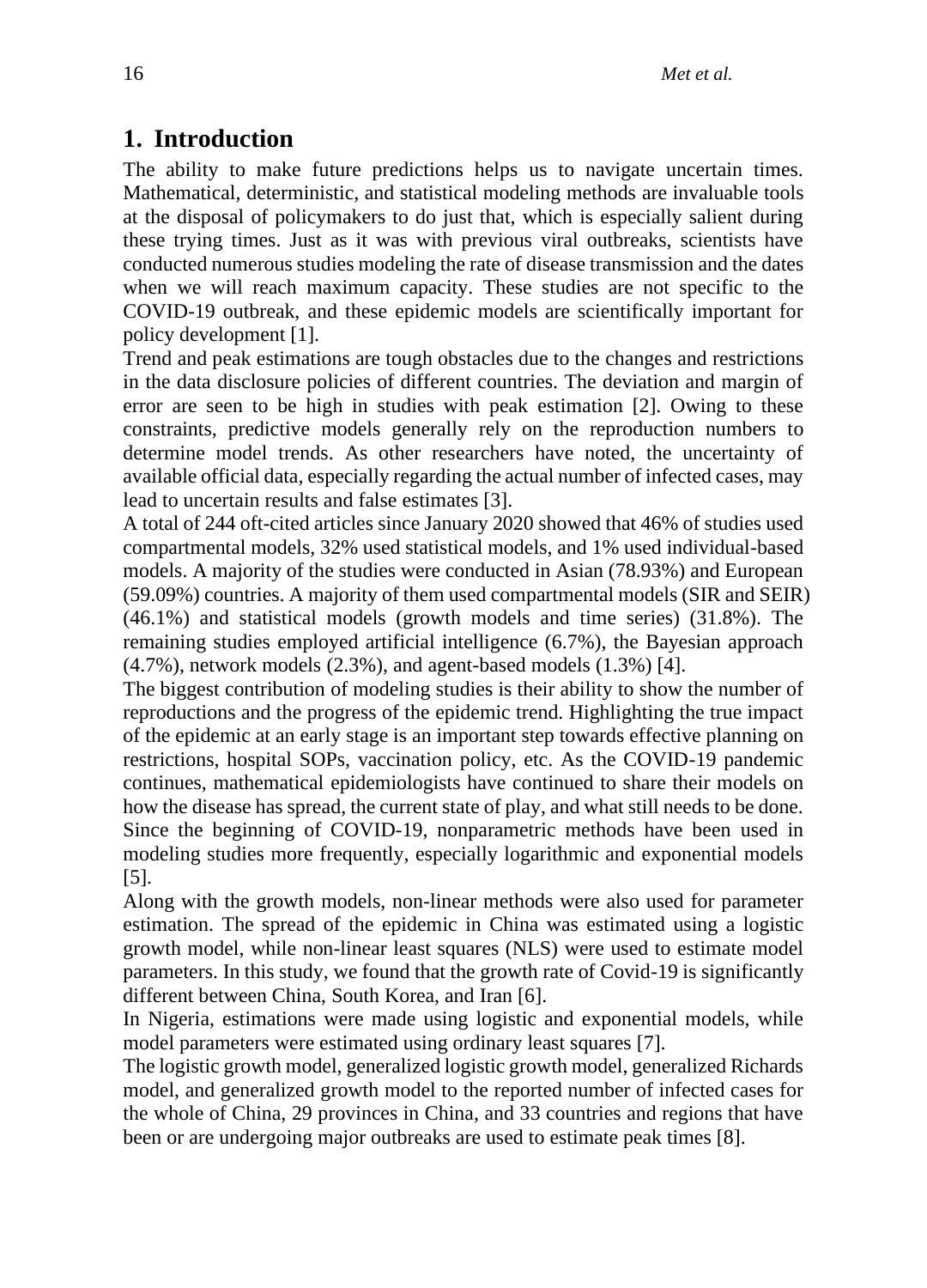## 1. Introduction

The ability to make future predictions helps us to navigate uncertain times. Mathematical, deterministic, and statistical modeling methods are invaluable tools at the disposal of policymakers to do just that, which is especially salient during these trying times. Just as it was with previous viral outbreaks, scientists have conducted numerous studies modeling the rate of disease transmission and the dates when we will reach maximum capacity. These studies are not specific to the COVID-19 outbreak, and these epidemic models are scientifically important for policy development [1].

Trend and peak estimations are tough obstacles due to the changes and restrictions in the data disclosure policies of different countries. The deviation and margin of error are seen to be high in studies with peak estimation [2]. Owing to these constraints, predictive models generally rely on the reproduction numbers to determine model trends. As other researchers have noted, the uncertainty of available official data, especially regarding the actual number of infected cases, may lead to uncertain results and false estimates [3].

A total of 244 oft-cited articles since January 2020 showed that 46% of studies used compartmental models, 32% used statistical models, and 1% used individual-based models. A majority of the studies were conducted in Asian (78.93%) and European (59.09%) countries. A majority of them used compartmental models (SIR and SEIR) (46.1%) and statistical models (growth models and time series) (31.8%). The remaining studies employed artificial intelligence (6.7%), the Bayesian approach (4.7%), network models (2.3%), and agent-based models (1.3%) [4].

The biggest contribution of modeling studies is their ability to show the number of reproductions and the progress of the epidemic trend. Highlighting the true impact of the epidemic at an early stage is an important step towards effective planning on restrictions, hospital SOPs, vaccination policy, etc. As the COVID-19 pandemic continues, mathematical epidemiologists have continued to share their models on how the disease has spread, the current state of play, and what still needs to be done. Since the beginning of COVID-19, nonparametric methods have been used in modeling studies more frequently, especially logarithmic and exponential models [5].

Along with the growth models, non-linear methods were also used for parameter estimation. The spread of the epidemic in China was estimated using a logistic growth model, while non-linear least squares (NLS) were used to estimate model parameters. In this study, we found that the growth rate of Covid-19 is significantly different between China, South Korea, and Iran [6].

In Nigeria, estimations were made using logistic and exponential models, while model parameters were estimated using ordinary least squares [7].

The logistic growth model, generalized logistic growth model, generalized Richards model, and generalized growth model to the reported number of infected cases for the whole of China, 29 provinces in China, and 33 countries and regions that have been or are undergoing major outbreaks are used to estimate peak times [8].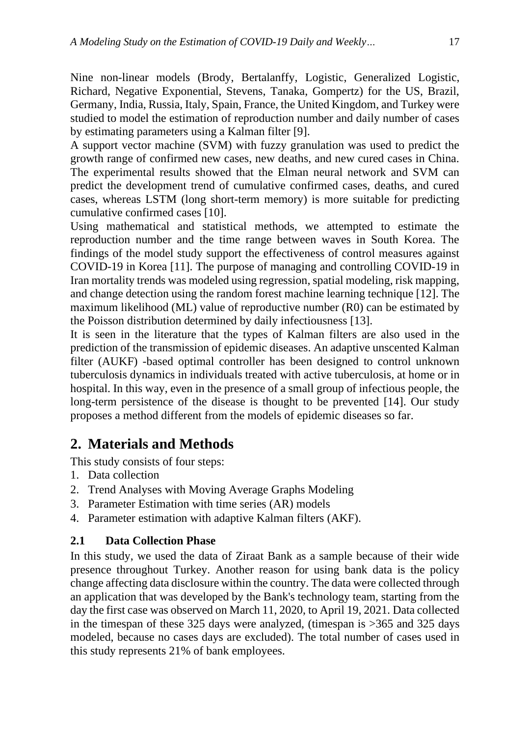Nine non-linear models (Brody, Bertalanffy, Logistic, Generalized Logistic, Richard, Negative Exponential, Stevens, Tanaka, Gompertz) for the US, Brazil, Germany, India, Russia, Italy, Spain, France, the United Kingdom, and Turkey were studied to model the estimation of reproduction number and daily number of cases by estimating parameters using a Kalman filter [9].

A support vector machine (SVM) with fuzzy granulation was used to predict the growth range of confirmed new cases, new deaths, and new cured cases in China. The experimental results showed that the Elman neural network and SVM can predict the development trend of cumulative confirmed cases, deaths, and cured cases, whereas LSTM (long short-term memory) is more suitable for predicting cumulative confirmed cases [10].

Using mathematical and statistical methods, we attempted to estimate the reproduction number and the time range between waves in South Korea. The findings of the model study support the effectiveness of control measures against COVID-19 in Korea [11]. The purpose of managing and controlling COVID-19 in Iran mortality trends was modeled using regression, spatial modeling, risk mapping, and change detection using the random forest machine learning technique [12]. The maximum likelihood (ML) value of reproductive number (R0) can be estimated by the Poisson distribution determined by daily infectiousness [13].

It is seen in the literature that the types of Kalman filters are also used in the prediction of the transmission of epidemic diseases. An adaptive unscented Kalman filter (AUKF) -based optimal controller has been designed to control unknown tuberculosis dynamics in individuals treated with active tuberculosis, at home or in hospital. In this way, even in the presence of a small group of infectious people, the long-term persistence of the disease is thought to be prevented [14]. Our study proposes a method different from the models of epidemic diseases so far.

## 2. Materials and Methods

This study consists of four steps:

1. Data collection
2. Trend Analyses with Moving Average Graphs Modeling
3. Parameter Estimation with time series (AR) models
4. Parameter estimation with adaptive Kalman filters (AKF).

### 2.1 Data Collection Phase

In this study, we used the data of Ziraat Bank as a sample because of their wide presence throughout Turkey. Another reason for using bank data is the policy change affecting data disclosure within the country. The data were collected through an application that was developed by the Bank's technology team, starting from the day the first case was observed on March 11, 2020, to April 19, 2021. Data collected in the timespan of these 325 days were analyzed, (timespan is >365 and 325 days modeled, because no cases days are excluded). The total number of cases used in this study represents 21% of bank employees.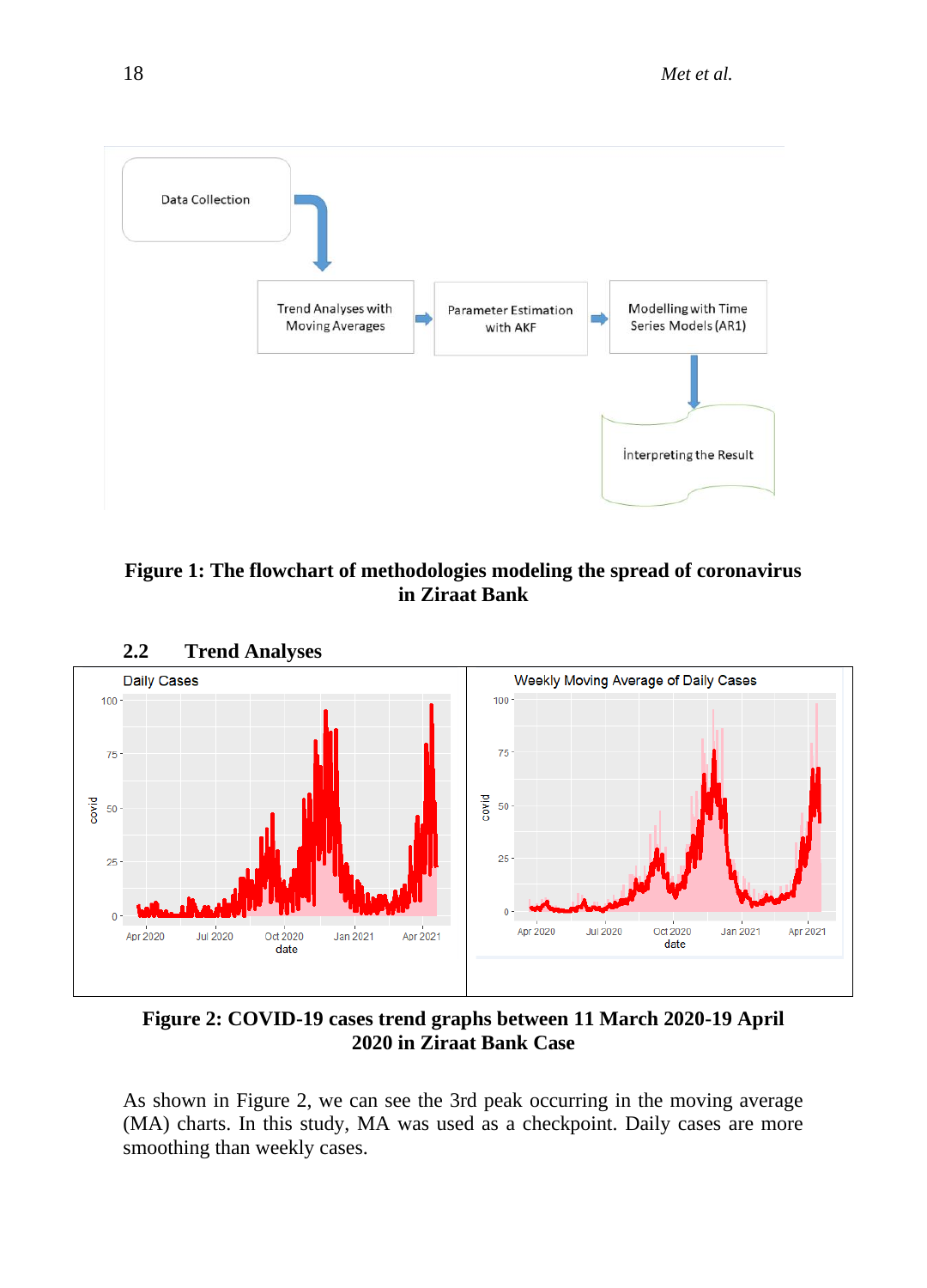**Figure 1: The flowchart of methodologies modeling the spread of coronavirus in Ziraat Bank**

## 2.2 Trend Analyses

**Figure 2: COVID-19 cases trend graphs between 11 March 2020-19 April 2020 in Ziraat Bank Case**

As shown in Figure 2, we can see the 3rd peak occurring in the moving average (MA) charts. In this study, MA was used as a checkpoint. Daily cases are more smoothing than weekly cases.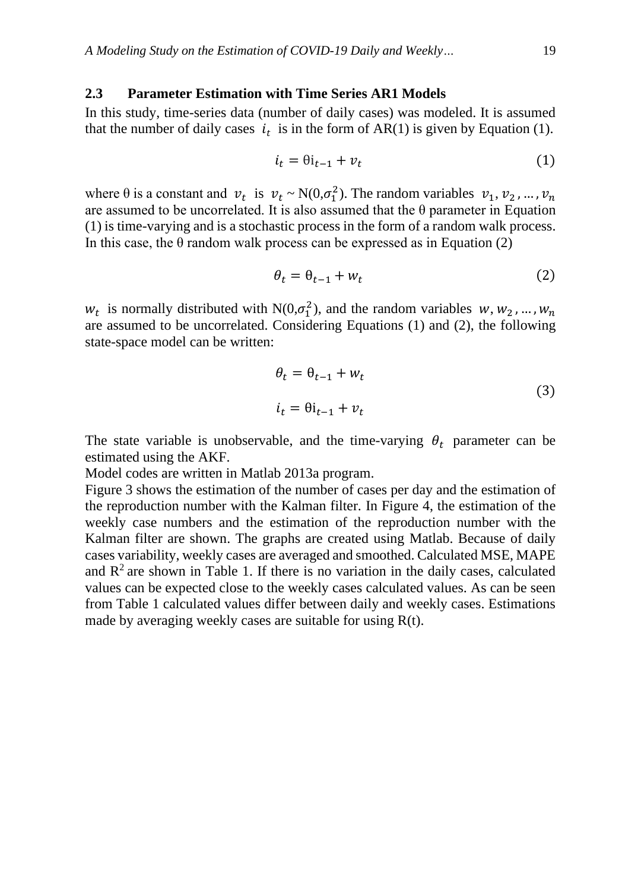### 2.3 Parameter Estimation with Time Series AR1 Models

In this study, time-series data (number of daily cases) was modeled. It is assumed that the number of daily cases $i_t$ is in the form of AR(1) is given by Equation (1).

$$i_t = \theta i_{t-1} + v_t \tag{1}$$

where θ is a constant and $v_t$ is $v_t \sim N(0,\sigma_1^2)$. The random variables $v_1, v_2, \ldots, v_n$ are assumed to be uncorrelated. It is also assumed that the θ parameter in Equation (1) is time-varying and is a stochastic process in the form of a random walk process. In this case, the θ random walk process can be expressed as in Equation (2)

$$\theta_t = \theta_{t-1} + w_t \tag{2}$$

$w_t$ is normally distributed with $N(0,\sigma_1^2)$, and the random variables $w, w_2, \ldots, w_n$ are assumed to be uncorrelated. Considering Equations (1) and (2), the following state-space model can be written:

$$\begin{aligned} \theta_t &= \theta_{t-1} + w_t \\ i_t &= \theta i_{t-1} + v_t \end{aligned} \tag{3}$$

The state variable is unobservable, and the time-varying $\theta_t$ parameter can be estimated using the AKF.

Model codes are written in Matlab 2013a program.

Figure 3 shows the estimation of the number of cases per day and the estimation of the reproduction number with the Kalman filter. In Figure 4, the estimation of the weekly case numbers and the estimation of the reproduction number with the Kalman filter are shown. The graphs are created using Matlab. Because of daily cases variability, weekly cases are averaged and smoothed. Calculated MSE, MAPE and $R^2$ are shown in Table 1. If there is no variation in the daily cases, calculated values can be expected close to the weekly cases calculated values. As can be seen from Table 1 calculated values differ between daily and weekly cases. Estimations made by averaging weekly cases are suitable for using R(t).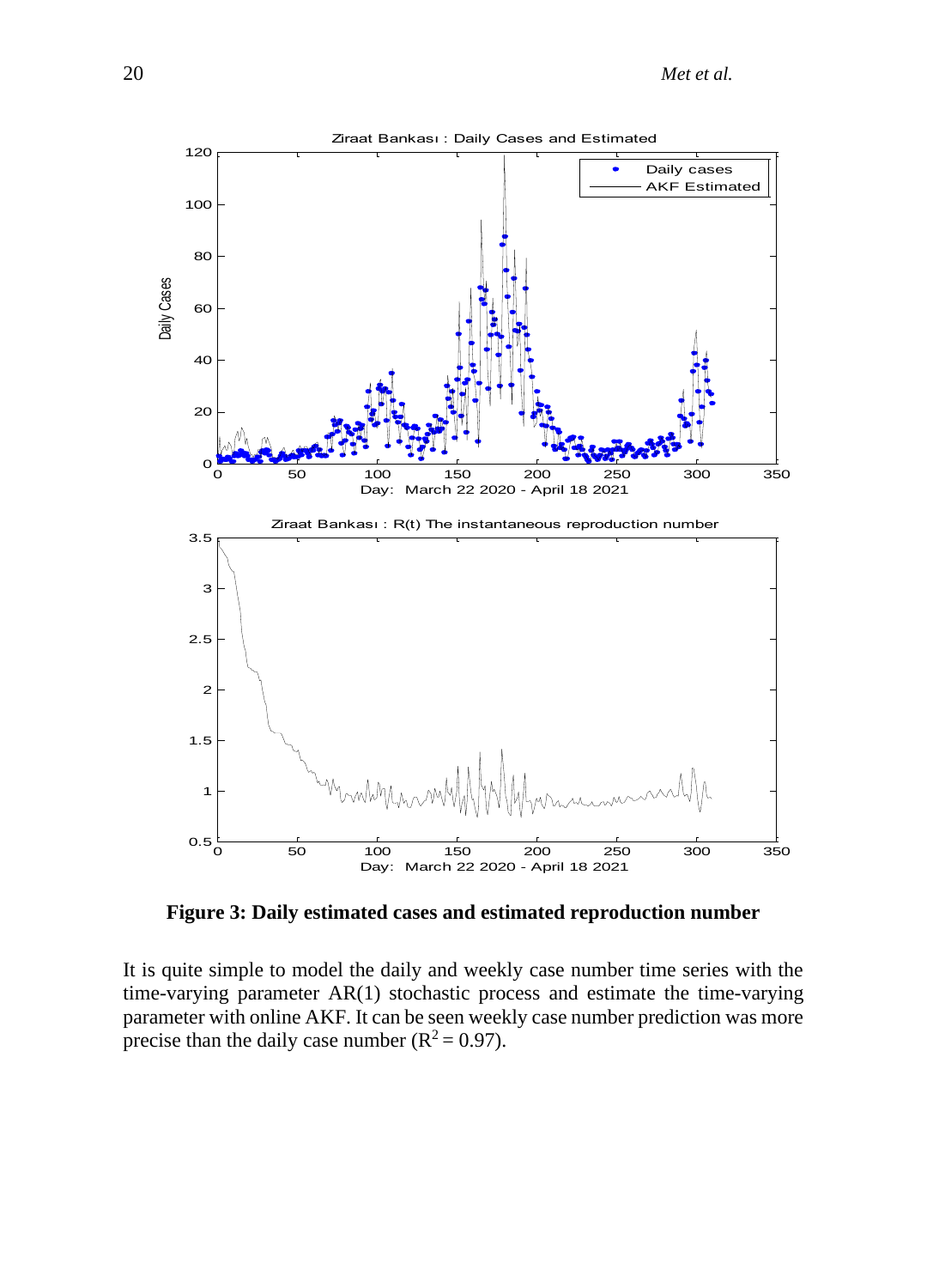**Figure 3: Daily estimated cases and estimated reproduction number**

It is quite simple to model the daily and weekly case number time series with the time-varying parameter AR(1) stochastic process and estimate the time-varying parameter with online AKF. It can be seen weekly case number prediction was more precise than the daily case number ($R^2 = 0.97$).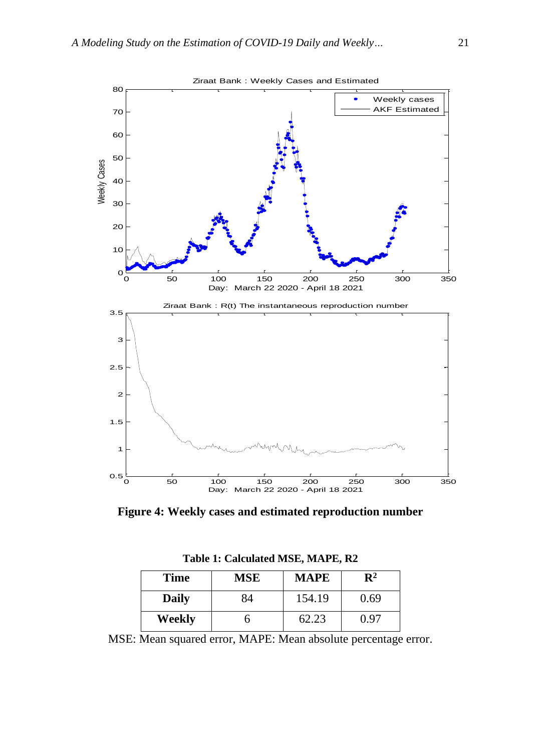**Figure 4: Weekly cases and estimated reproduction number**

**Table 1: Calculated MSE, MAPE, R2**

| Time | MSE | MAPE | $R^2$ |
|---|---|---|---|
| **Daily** | 84 | 154.19 | 0.69 |
| **Weekly** | 6 | 62.23 | 0.97 |

MSE: Mean squared error, MAPE: Mean absolute percentage error.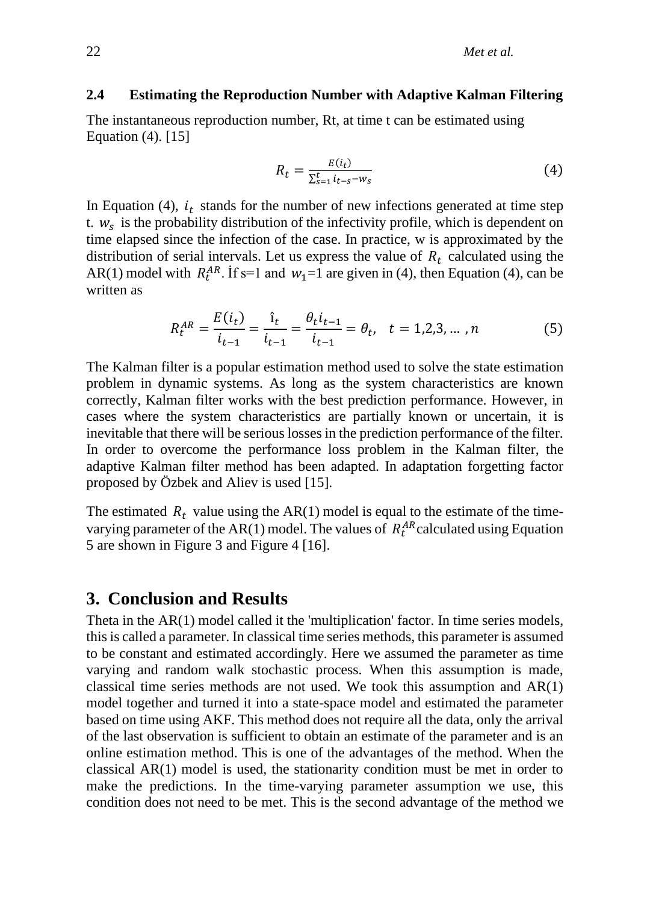### 2.4 Estimating the Reproduction Number with Adaptive Kalman Filtering

The instantaneous reproduction number, Rt, at time t can be estimated using Equation (4). [15]

$$R_t = \frac{E(i_t)}{\sum_{s=1}^{t} i_{t-s} - w_s} \tag{4}$$

In Equation (4), $i_t$ stands for the number of new infections generated at time step t. $w_s$ is the probability distribution of the infectivity profile, which is dependent on time elapsed since the infection of the case. In practice, w is approximated by the distribution of serial intervals. Let us express the value of $R_t$ calculated using the AR(1) model with $R_t^{AR}$. İf s=1 and $w_1$=1 are given in (4), then Equation (4), can be written as

$$R_t^{AR} = \frac{E(i_t)}{i_{t-1}} = \frac{\hat{\imath}_t}{i_{t-1}} = \frac{\theta_t i_{t-1}}{i_{t-1}} = \theta_t, \quad t = 1,2,3, \ldots, n \tag{5}$$

The Kalman filter is a popular estimation method used to solve the state estimation problem in dynamic systems. As long as the system characteristics are known correctly, Kalman filter works with the best prediction performance. However, in cases where the system characteristics are partially known or uncertain, it is inevitable that there will be serious losses in the prediction performance of the filter. In order to overcome the performance loss problem in the Kalman filter, the adaptive Kalman filter method has been adapted. In adaptation forgetting factor proposed by Özbek and Aliev is used [15].

The estimated $R_t$ value using the AR(1) model is equal to the estimate of the time-varying parameter of the AR(1) model. The values of $R_t^{AR}$ calculated using Equation 5 are shown in Figure 3 and Figure 4 [16].

## 3. Conclusion and Results

Theta in the AR(1) model called it the 'multiplication' factor. In time series models, this is called a parameter. In classical time series methods, this parameter is assumed to be constant and estimated accordingly. Here we assumed the parameter as time varying and random walk stochastic process. When this assumption is made, classical time series methods are not used. We took this assumption and AR(1) model together and turned it into a state-space model and estimated the parameter based on time using AKF. This method does not require all the data, only the arrival of the last observation is sufficient to obtain an estimate of the parameter and is an online estimation method. This is one of the advantages of the method. When the classical AR(1) model is used, the stationarity condition must be met in order to make the predictions. In the time-varying parameter assumption we use, this condition does not need to be met. This is the second advantage of the method we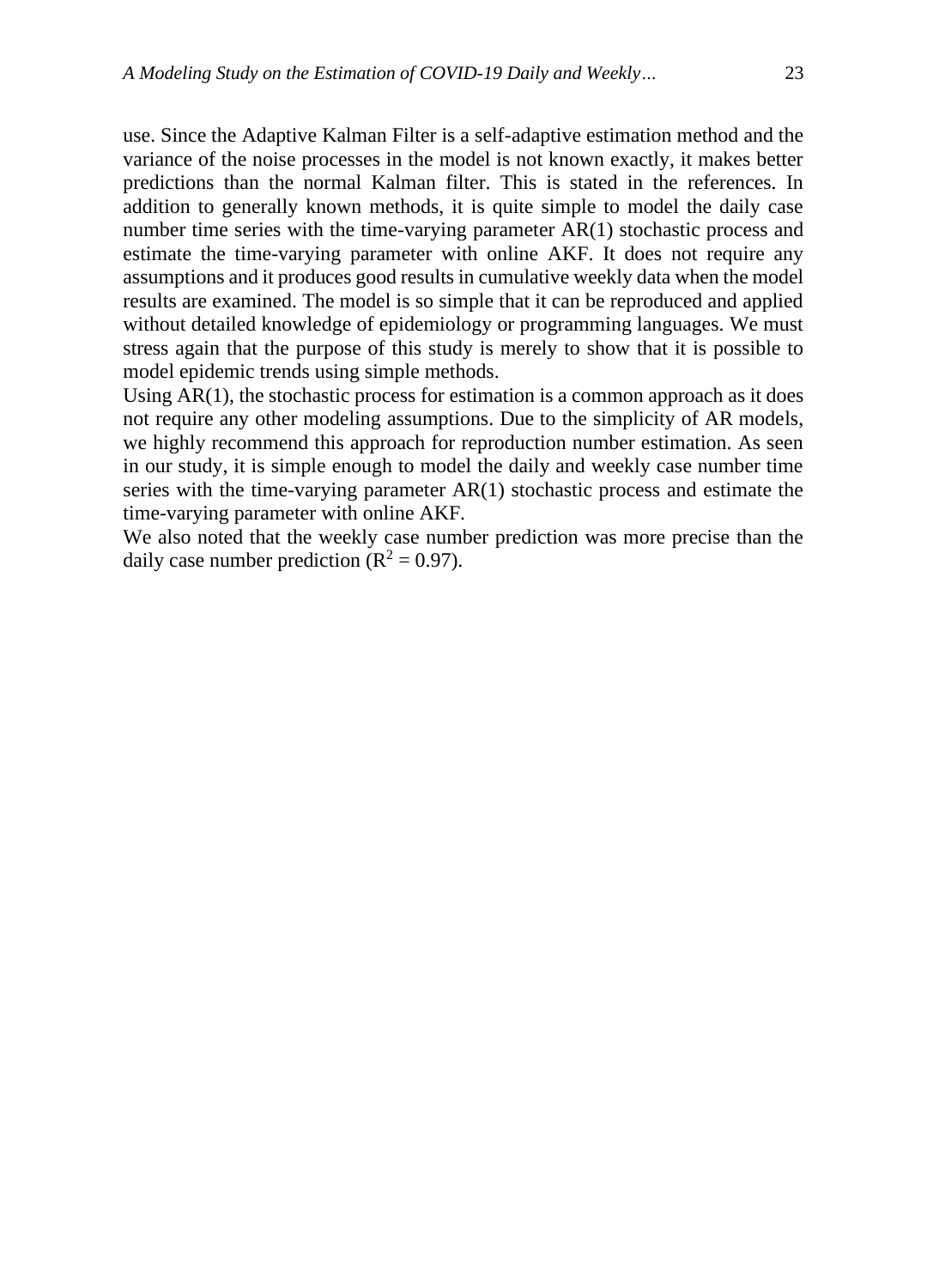use. Since the Adaptive Kalman Filter is a self-adaptive estimation method and the variance of the noise processes in the model is not known exactly, it makes better predictions than the normal Kalman filter. This is stated in the references. In addition to generally known methods, it is quite simple to model the daily case number time series with the time-varying parameter AR(1) stochastic process and estimate the time-varying parameter with online AKF. It does not require any assumptions and it produces good results in cumulative weekly data when the model results are examined. The model is so simple that it can be reproduced and applied without detailed knowledge of epidemiology or programming languages. We must stress again that the purpose of this study is merely to show that it is possible to model epidemic trends using simple methods.

Using AR(1), the stochastic process for estimation is a common approach as it does not require any other modeling assumptions. Due to the simplicity of AR models, we highly recommend this approach for reproduction number estimation. As seen in our study, it is simple enough to model the daily and weekly case number time series with the time-varying parameter AR(1) stochastic process and estimate the time-varying parameter with online AKF.

We also noted that the weekly case number prediction was more precise than the daily case number prediction ($R^2 = 0.97$).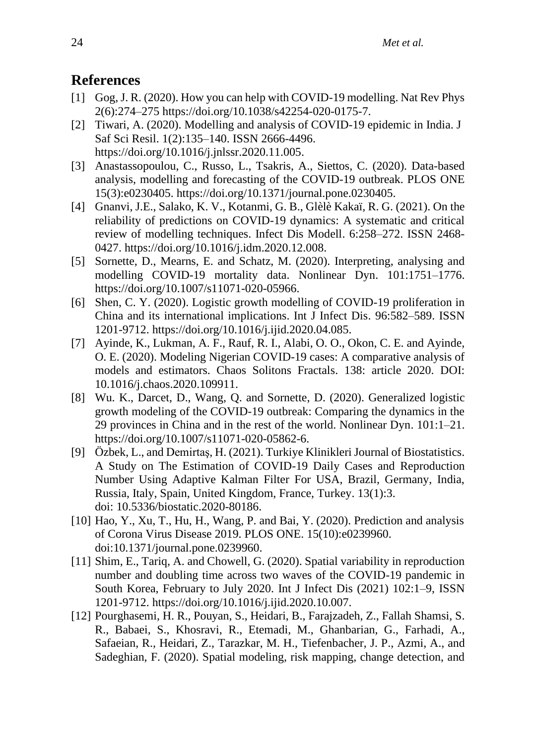## References

[1] Gog, J. R. (2020). How you can help with COVID-19 modelling. Nat Rev Phys 2(6):274–275 https://doi.org/10.1038/s42254-020-0175-7.

[2] Tiwari, A. (2020). Modelling and analysis of COVID-19 epidemic in India. J Saf Sci Resil. 1(2):135–140. ISSN 2666-4496. https://doi.org/10.1016/j.jnlssr.2020.11.005.

[3] Anastassopoulou, C., Russo, L., Tsakris, A., Siettos, C. (2020). Data-based analysis, modelling and forecasting of the COVID-19 outbreak. PLOS ONE 15(3):e0230405. https://doi.org/10.1371/journal.pone.0230405.

[4] Gnanvi, J.E., Salako, K. V., Kotanmi, G. B., Glèlè Kakaï, R. G. (2021). On the reliability of predictions on COVID-19 dynamics: A systematic and critical review of modelling techniques. Infect Dis Modell. 6:258–272. ISSN 2468-0427. https://doi.org/10.1016/j.idm.2020.12.008.

[5] Sornette, D., Mearns, E. and Schatz, M. (2020). Interpreting, analysing and modelling COVID-19 mortality data. Nonlinear Dyn. 101:1751–1776. https://doi.org/10.1007/s11071-020-05966.

[6] Shen, C. Y. (2020). Logistic growth modelling of COVID-19 proliferation in China and its international implications. Int J Infect Dis. 96:582–589. ISSN 1201-9712. https://doi.org/10.1016/j.ijid.2020.04.085.

[7] Ayinde, K., Lukman, A. F., Rauf, R. I., Alabi, O. O., Okon, C. E. and Ayinde, O. E. (2020). Modeling Nigerian COVID-19 cases: A comparative analysis of models and estimators. Chaos Solitons Fractals. 138: article 2020. DOI: 10.1016/j.chaos.2020.109911.

[8] Wu. K., Darcet, D., Wang, Q. and Sornette, D. (2020). Generalized logistic growth modeling of the COVID-19 outbreak: Comparing the dynamics in the 29 provinces in China and in the rest of the world. Nonlinear Dyn. 101:1–21. https://doi.org/10.1007/s11071-020-05862-6.

[9] Özbek, L., and Demirtaş, H. (2021). Turkiye Klinikleri Journal of Biostatistics. A Study on The Estimation of COVID-19 Daily Cases and Reproduction Number Using Adaptive Kalman Filter For USA, Brazil, Germany, India, Russia, Italy, Spain, United Kingdom, France, Turkey. 13(1):3. doi: 10.5336/biostatic.2020-80186.

[10] Hao, Y., Xu, T., Hu, H., Wang, P. and Bai, Y. (2020). Prediction and analysis of Corona Virus Disease 2019. PLOS ONE. 15(10):e0239960. doi:10.1371/journal.pone.0239960.

[11] Shim, E., Tariq, A. and Chowell, G. (2020). Spatial variability in reproduction number and doubling time across two waves of the COVID-19 pandemic in South Korea, February to July 2020. Int J Infect Dis (2021) 102:1–9, ISSN 1201-9712. https://doi.org/10.1016/j.ijid.2020.10.007.

[12] Pourghasemi, H. R., Pouyan, S., Heidari, B., Farajzadeh, Z., Fallah Shamsi, S. R., Babaei, S., Khosravi, R., Etemadi, M., Ghanbarian, G., Farhadi, A., Safaeian, R., Heidari, Z., Tarazkar, M. H., Tiefenbacher, J. P., Azmi, A., and Sadeghian, F. (2020). Spatial modeling, risk mapping, change detection, and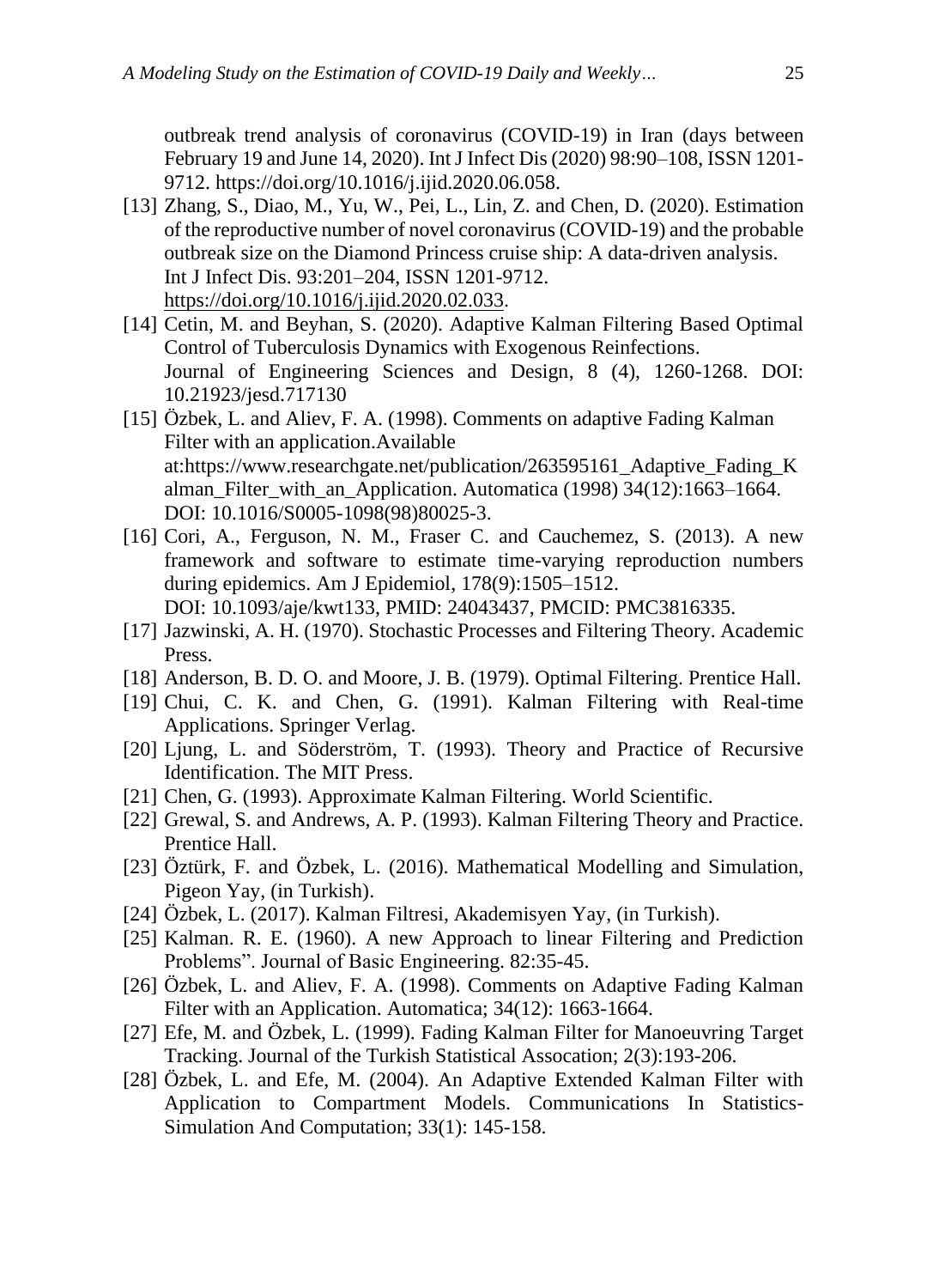outbreak trend analysis of coronavirus (COVID-19) in Iran (days between February 19 and June 14, 2020). Int J Infect Dis (2020) 98:90–108, ISSN 1201-9712. https://doi.org/10.1016/j.ijid.2020.06.058.

[13] Zhang, S., Diao, M., Yu, W., Pei, L., Lin, Z. and Chen, D. (2020). Estimation of the reproductive number of novel coronavirus (COVID-19) and the probable outbreak size on the Diamond Princess cruise ship: A data-driven analysis. Int J Infect Dis. 93:201–204, ISSN 1201-9712. https://doi.org/10.1016/j.ijid.2020.02.033.

[14] Cetin, M. and Beyhan, S. (2020). Adaptive Kalman Filtering Based Optimal Control of Tuberculosis Dynamics with Exogenous Reinfections. Journal of Engineering Sciences and Design, 8 (4), 1260-1268. DOI: 10.21923/jesd.717130

[15] Özbek, L. and Aliev, F. A. (1998). Comments on adaptive Fading Kalman Filter with an application.Available at:https://www.researchgate.net/publication/263595161_Adaptive_Fading_Kalman_Filter_with_an_Application. Automatica (1998) 34(12):1663–1664. DOI: 10.1016/S0005-1098(98)80025-3.

[16] Cori, A., Ferguson, N. M., Fraser C. and Cauchemez, S. (2013). A new framework and software to estimate time-varying reproduction numbers during epidemics. Am J Epidemiol, 178(9):1505–1512. DOI: 10.1093/aje/kwt133, PMID: 24043437, PMCID: PMC3816335.

[17] Jazwinski, A. H. (1970). Stochastic Processes and Filtering Theory. Academic Press.

[18] Anderson, B. D. O. and Moore, J. B. (1979). Optimal Filtering. Prentice Hall.

[19] Chui, C. K. and Chen, G. (1991). Kalman Filtering with Real-time Applications. Springer Verlag.

[20] Ljung, L. and Söderström, T. (1993). Theory and Practice of Recursive Identification. The MIT Press.

[21] Chen, G. (1993). Approximate Kalman Filtering. World Scientific.

[22] Grewal, S. and Andrews, A. P. (1993). Kalman Filtering Theory and Practice. Prentice Hall.

[23] Öztürk, F. and Özbek, L. (2016). Mathematical Modelling and Simulation, Pigeon Yay, (in Turkish).

[24] Özbek, L. (2017). Kalman Filtresi, Akademisyen Yay, (in Turkish).

[25] Kalman. R. E. (1960). A new Approach to linear Filtering and Prediction Problems". Journal of Basic Engineering. 82:35-45.

[26] Özbek, L. and Aliev, F. A. (1998). Comments on Adaptive Fading Kalman Filter with an Application. Automatica; 34(12): 1663-1664.

[27] Efe, M. and Özbek, L. (1999). Fading Kalman Filter for Manoeuvring Target Tracking. Journal of the Turkish Statistical Assocation; 2(3):193-206.

[28] Özbek, L. and Efe, M. (2004). An Adaptive Extended Kalman Filter with Application to Compartment Models. Communications In Statistics-Simulation And Computation; 33(1): 145-158.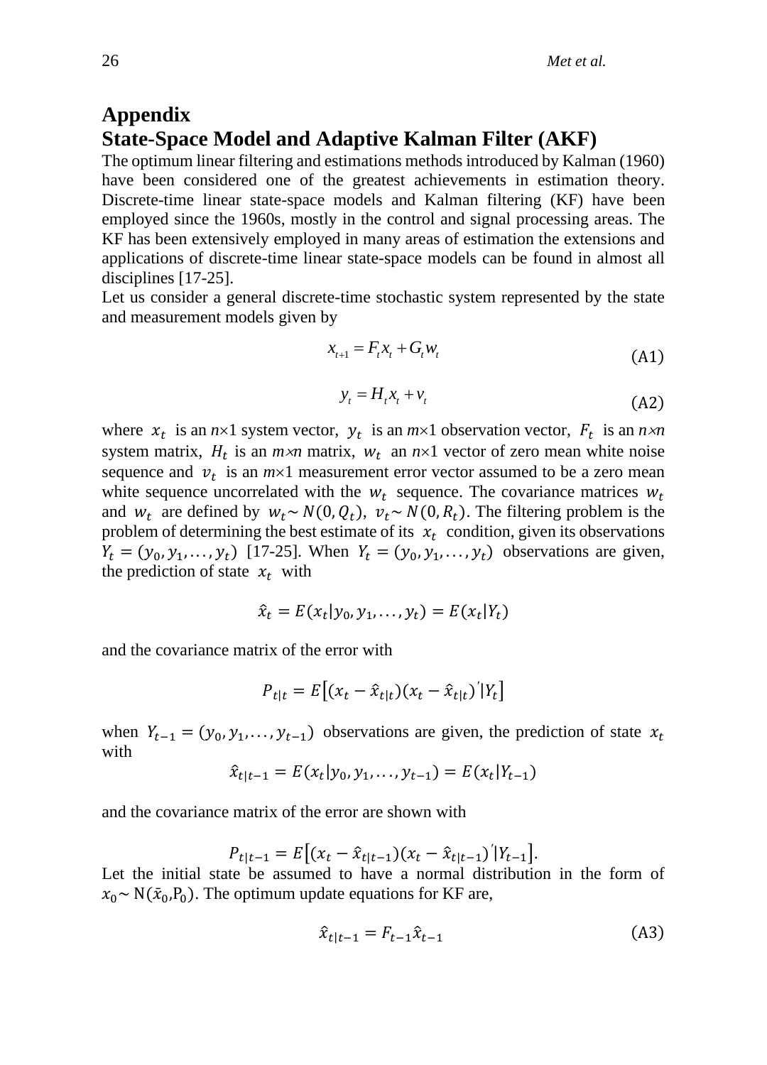# Appendix

## State-Space Model and Adaptive Kalman Filter (AKF)

The optimum linear filtering and estimations methods introduced by Kalman (1960) have been considered one of the greatest achievements in estimation theory. Discrete-time linear state-space models and Kalman filtering (KF) have been employed since the 1960s, mostly in the control and signal processing areas. The KF has been extensively employed in many areas of estimation the extensions and applications of discrete-time linear state-space models can be found in almost all disciplines [17-25].

Let us consider a general discrete-time stochastic system represented by the state and measurement models given by

$$x_{t+1} = F_t x_t + G_t w_t \tag{A1}$$

$$y_t = H_t x_t + v_t \tag{A2}$$

where $x_t$ is an $n\times1$ system vector, $y_t$ is an $m\times1$ observation vector, $F_t$ is an $n\times n$ system matrix, $H_t$ is an $m\times n$ matrix, $w_t$ an $n\times1$ vector of zero mean white noise sequence and $v_t$ is an $m\times1$ measurement error vector assumed to be a zero mean white sequence uncorrelated with the $w_t$ sequence. The covariance matrices $w_t$ and $w_t$ are defined by $w_t \sim N(0, Q_t)$, $v_t \sim N(0, R_t)$. The filtering problem is the problem of determining the best estimate of its $x_t$ condition, given its observations $Y_t = (y_0, y_1, \ldots, y_t)$ [17-25]. When $Y_t = (y_0, y_1, \ldots, y_t)$ observations are given, the prediction of state $x_t$ with

$$\hat{x}_t = E(x_t | y_0, y_1, \ldots, y_t) = E(x_t | Y_t)$$

and the covariance matrix of the error with

$$P_{t|t} = E\left[(x_t - \hat{x}_{t|t})(x_t - \hat{x}_{t|t})' | Y_t\right]$$

when $Y_{t-1} = (y_0, y_1, \ldots, y_{t-1})$ observations are given, the prediction of state $x_t$ with

$$\hat{x}_{t|t-1} = E(x_t | y_0, y_1, \ldots, y_{t-1}) = E(x_t | Y_{t-1})$$

and the covariance matrix of the error are shown with

$$P_{t|t-1} = E\left[(x_t - \hat{x}_{t|t-1})(x_t - \hat{x}_{t|t-1})' | Y_{t-1}\right].$$

Let the initial state be assumed to have a normal distribution in the form of $x_0 \sim \mathrm{N}(\bar{x}_0, \mathrm{P}_0)$. The optimum update equations for KF are,

$$\hat{x}_{t|t-1} = F_{t-1}\hat{x}_{t-1} \tag{A3}$$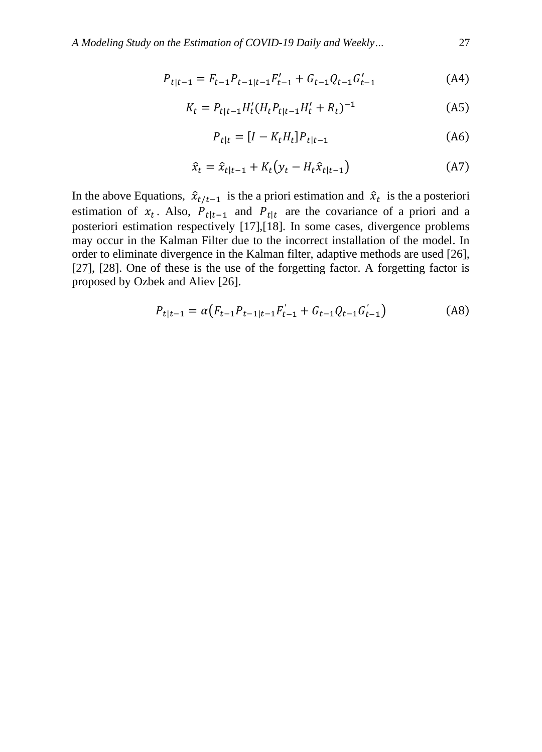$$P_{t|t-1} = F_{t-1}P_{t-1|t-1}F'_{t-1} + G_{t-1}Q_{t-1}G'_{t-1} \tag{A4}$$

$$K_t = P_{t|t-1}H'_t(H_tP_{t|t-1}H'_t + R_t)^{-1} \tag{A5}$$

$$P_{t|t} = [I - K_tH_t]P_{t|t-1} \tag{A6}$$

$$\hat{x}_t = \hat{x}_{t|t-1} + K_t\left(y_t - H_t\hat{x}_{t|t-1}\right) \tag{A7}$$

In the above Equations, $\hat{x}_{t/t-1}$ is the a priori estimation and $\hat{x}_t$ is the a posteriori estimation of $x_t$. Also, $P_{t|t-1}$ and $P_{t|t}$ are the covariance of a priori and a posteriori estimation respectively [17],[18]. In some cases, divergence problems may occur in the Kalman Filter due to the incorrect installation of the model. In order to eliminate divergence in the Kalman filter, adaptive methods are used [26], [27], [28]. One of these is the use of the forgetting factor. A forgetting factor is proposed by Ozbek and Aliev [26].

$$P_{t|t-1} = \alpha\left(F_{t-1}P_{t-1|t-1}F'_{t-1} + G_{t-1}Q_{t-1}G'_{t-1}\right) \tag{A8}$$